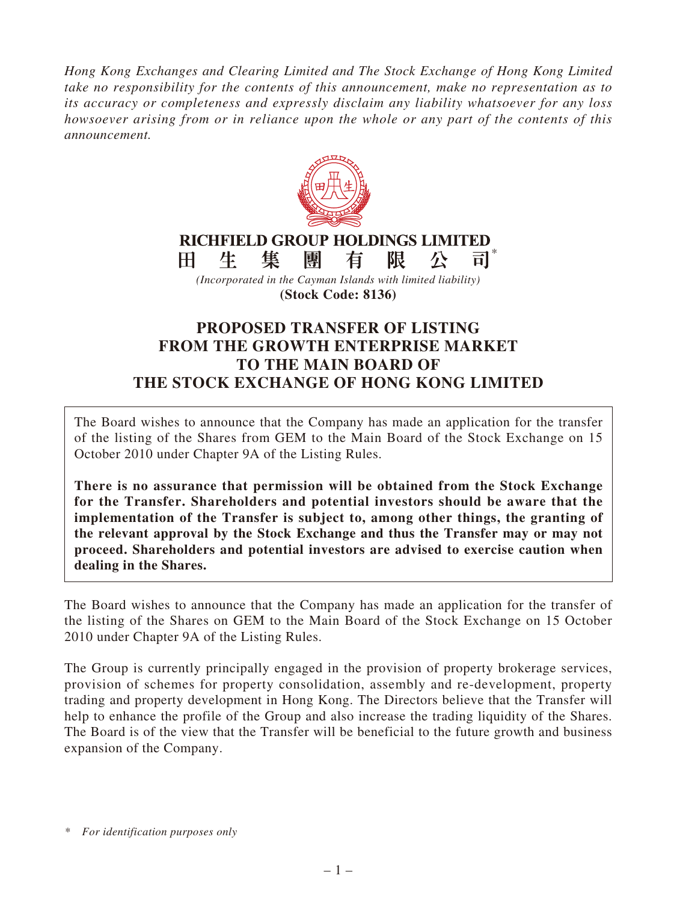*Hong Kong Exchanges and Clearing Limited and The Stock Exchange of Hong Kong Limited take no responsibility for the contents of this announcement, make no representation as to its accuracy or completeness and expressly disclaim any liability whatsoever for any loss howsoever arising from or in reliance upon the whole or any part of the contents of this announcement.*

**RICHFIELD GROUP HOLDINGS LIMITED**

**田生集團有限公司***

*(Incorporated in the Cayman Islands with limited liability)*

**(Stock Code: 8136)**

# PROPOSED TRANSFER OF LISTING FROM THE GROWTH ENTERPRISE MARKET TO THE MAIN BOARD OF THE STOCK EXCHANGE OF HONG KONG LIMITED

The Board wishes to announce that the Company has made an application for the transfer of the listing of the Shares from GEM to the Main Board of the Stock Exchange on 15 October 2010 under Chapter 9A of the Listing Rules.

**There is no assurance that permission will be obtained from the Stock Exchange for the Transfer. Shareholders and potential investors should be aware that the implementation of the Transfer is subject to, among other things, the granting of the relevant approval by the Stock Exchange and thus the Transfer may or may not proceed. Shareholders and potential investors are advised to exercise caution when dealing in the Shares.**

The Board wishes to announce that the Company has made an application for the transfer of the listing of the Shares on GEM to the Main Board of the Stock Exchange on 15 October 2010 under Chapter 9A of the Listing Rules.

The Group is currently principally engaged in the provision of property brokerage services, provision of schemes for property consolidation, assembly and re-development, property trading and property development in Hong Kong. The Directors believe that the Transfer will help to enhance the profile of the Group and also increase the trading liquidity of the Shares. The Board is of the view that the Transfer will be beneficial to the future growth and business expansion of the Company.

\* *For identification purposes only*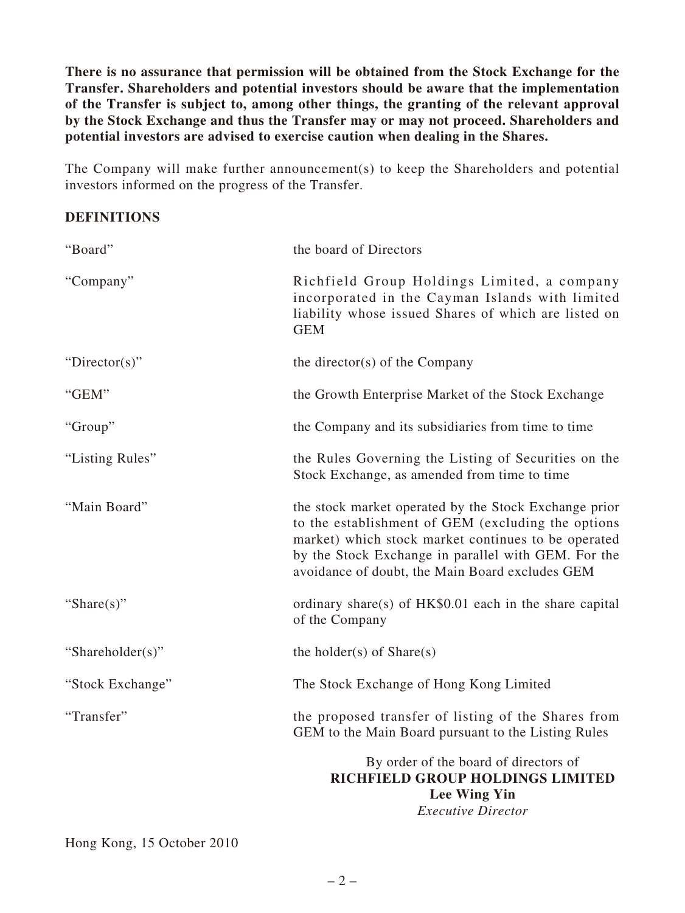**There is no assurance that permission will be obtained from the Stock Exchange for the Transfer. Shareholders and potential investors should be aware that the implementation of the Transfer is subject to, among other things, the granting of the relevant approval by the Stock Exchange and thus the Transfer may or may not proceed. Shareholders and potential investors are advised to exercise caution when dealing in the Shares.**

The Company will make further announcement(s) to keep the Shareholders and potential investors informed on the progress of the Transfer.

## DEFINITIONS

| | |
|---|---|
| "Board" | the board of Directors |
| "Company" | Richfield Group Holdings Limited, a company incorporated in the Cayman Islands with limited liability whose issued Shares of which are listed on GEM |
| "Director(s)" | the director(s) of the Company |
| "GEM" | the Growth Enterprise Market of the Stock Exchange |
| "Group" | the Company and its subsidiaries from time to time |
| "Listing Rules" | the Rules Governing the Listing of Securities on the Stock Exchange, as amended from time to time |
| "Main Board" | the stock market operated by the Stock Exchange prior to the establishment of GEM (excluding the options market) which stock market continues to be operated by the Stock Exchange in parallel with GEM. For the avoidance of doubt, the Main Board excludes GEM |
| "Share(s)" | ordinary share(s) of HK$0.01 each in the share capital of the Company |
| "Shareholder(s)" | the holder(s) of Share(s) |
| "Stock Exchange" | The Stock Exchange of Hong Kong Limited |
| "Transfer" | the proposed transfer of listing of the Shares from GEM to the Main Board pursuant to the Listing Rules |

By order of the board of directors of
**RICHFIELD GROUP HOLDINGS LIMITED**
**Lee Wing Yin**
*Executive Director*

Hong Kong, 15 October 2010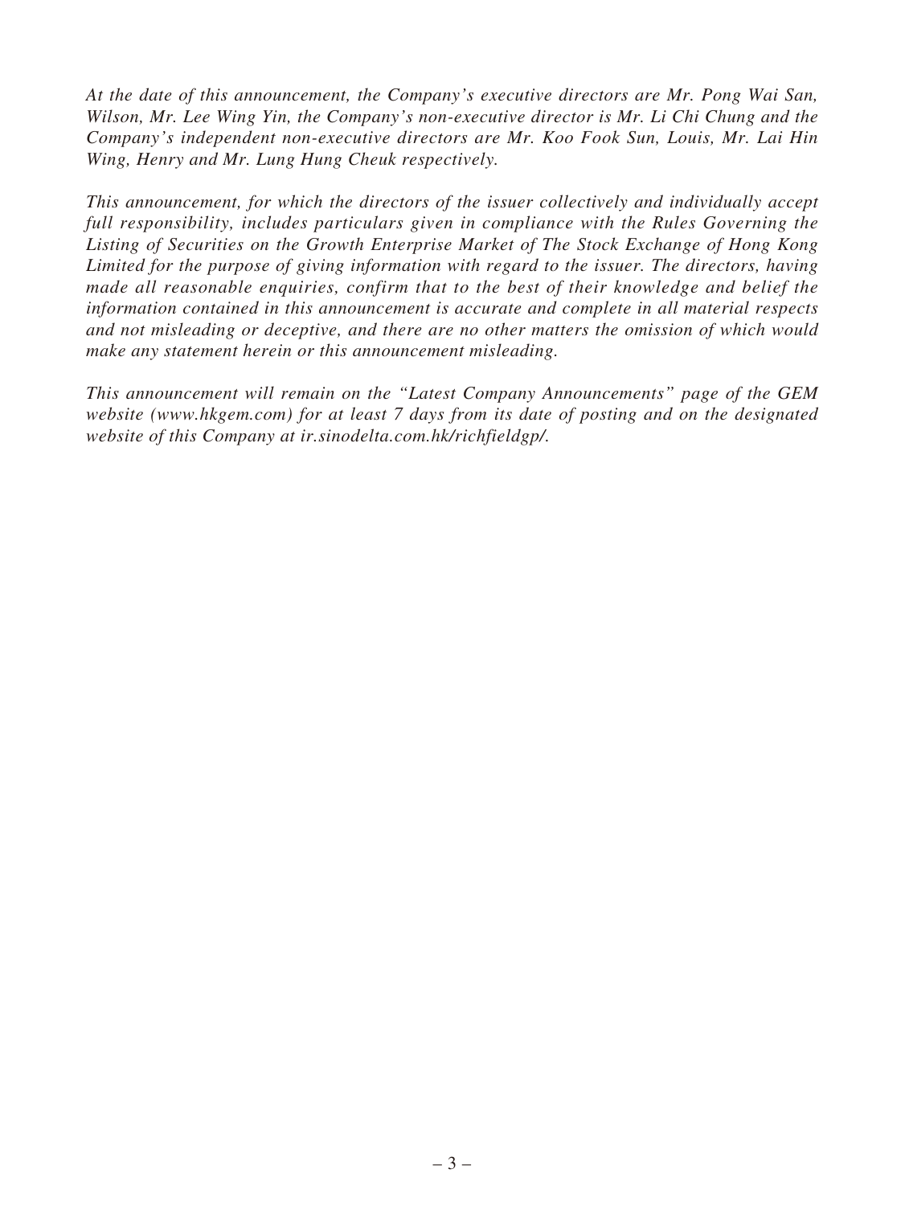*At the date of this announcement, the Company's executive directors are Mr. Pong Wai San, Wilson, Mr. Lee Wing Yin, the Company's non-executive director is Mr. Li Chi Chung and the Company's independent non-executive directors are Mr. Koo Fook Sun, Louis, Mr. Lai Hin Wing, Henry and Mr. Lung Hung Cheuk respectively.*

*This announcement, for which the directors of the issuer collectively and individually accept full responsibility, includes particulars given in compliance with the Rules Governing the Listing of Securities on the Growth Enterprise Market of The Stock Exchange of Hong Kong Limited for the purpose of giving information with regard to the issuer. The directors, having made all reasonable enquiries, confirm that to the best of their knowledge and belief the information contained in this announcement is accurate and complete in all material respects and not misleading or deceptive, and there are no other matters the omission of which would make any statement herein or this announcement misleading.*

*This announcement will remain on the "Latest Company Announcements" page of the GEM website (www.hkgem.com) for at least 7 days from its date of posting and on the designated website of this Company at ir.sinodelta.com.hk/richfieldgp/.*